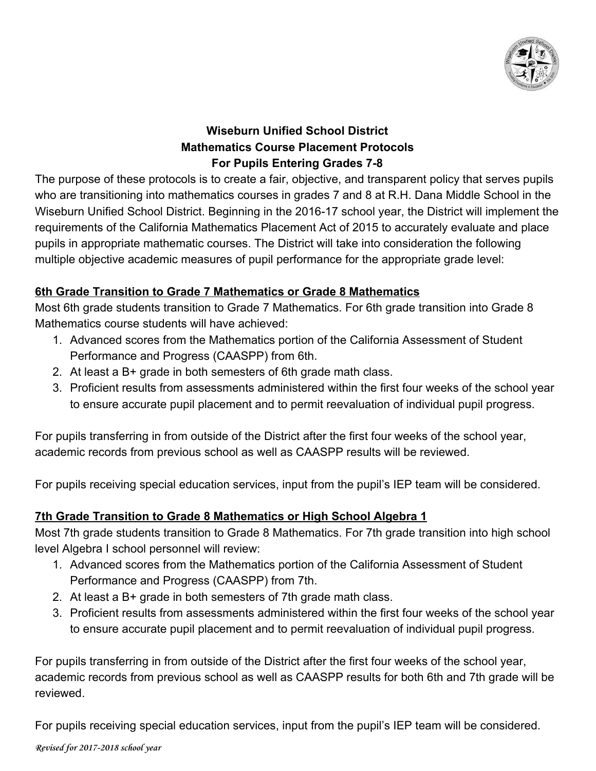# Wiseburn Unified School District
## Mathematics Course Placement Protocols
## For Pupils Entering Grades 7-8

The purpose of these protocols is to create a fair, objective, and transparent policy that serves pupils who are transitioning into mathematics courses in grades 7 and 8 at R.H. Dana Middle School in the Wiseburn Unified School District. Beginning in the 2016-17 school year, the District will implement the requirements of the California Mathematics Placement Act of 2015 to accurately evaluate and place pupils in appropriate mathematic courses. The District will take into consideration the following multiple objective academic measures of pupil performance for the appropriate grade level:

### 6th Grade Transition to Grade 7 Mathematics or Grade 8 Mathematics

Most 6th grade students transition to Grade 7 Mathematics. For 6th grade transition into Grade 8 Mathematics course students will have achieved:

1. Advanced scores from the Mathematics portion of the California Assessment of Student Performance and Progress (CAASPP) from 6th.
2. At least a B+ grade in both semesters of 6th grade math class.
3. Proficient results from assessments administered within the first four weeks of the school year to ensure accurate pupil placement and to permit reevaluation of individual pupil progress.

For pupils transferring in from outside of the District after the first four weeks of the school year, academic records from previous school as well as CAASPP results will be reviewed.

For pupils receiving special education services, input from the pupil's IEP team will be considered.

### 7th Grade Transition to Grade 8 Mathematics or High School Algebra 1

Most 7th grade students transition to Grade 8 Mathematics. For 7th grade transition into high school level Algebra I school personnel will review:

1. Advanced scores from the Mathematics portion of the California Assessment of Student Performance and Progress (CAASPP) from 7th.
2. At least a B+ grade in both semesters of 7th grade math class.
3. Proficient results from assessments administered within the first four weeks of the school year to ensure accurate pupil placement and to permit reevaluation of individual pupil progress.

For pupils transferring in from outside of the District after the first four weeks of the school year, academic records from previous school as well as CAASPP results for both 6th and 7th grade will be reviewed.

For pupils receiving special education services, input from the pupil's IEP team will be considered.

*Revised for 2017-2018 school year*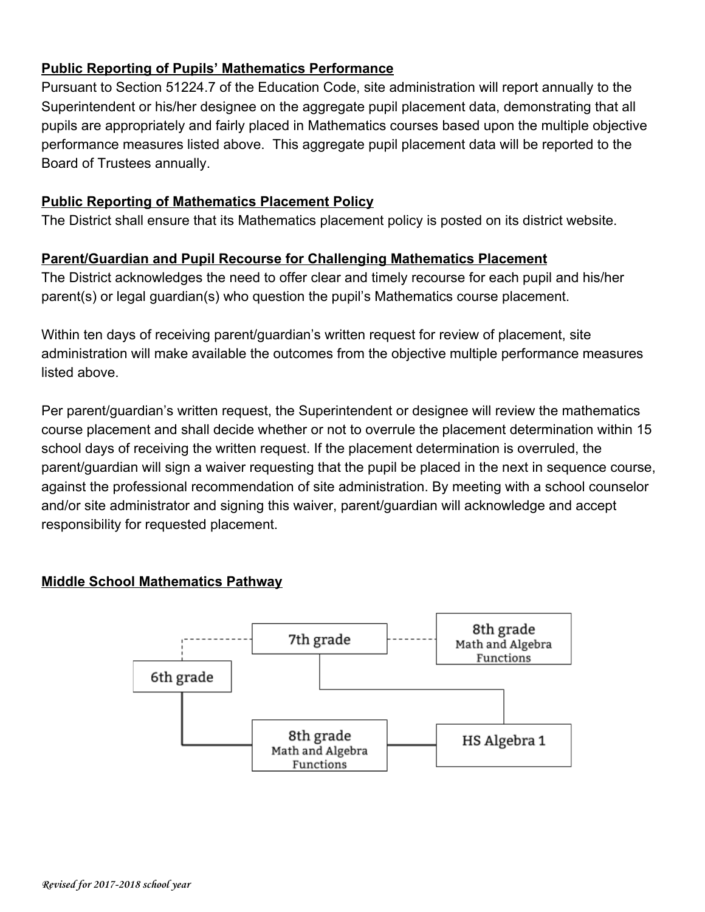**Public Reporting of Pupils' Mathematics Performance**

Pursuant to Section 51224.7 of the Education Code, site administration will report annually to the Superintendent or his/her designee on the aggregate pupil placement data, demonstrating that all pupils are appropriately and fairly placed in Mathematics courses based upon the multiple objective performance measures listed above. This aggregate pupil placement data will be reported to the Board of Trustees annually.

**Public Reporting of Mathematics Placement Policy**

The District shall ensure that its Mathematics placement policy is posted on its district website.

**Parent/Guardian and Pupil Recourse for Challenging Mathematics Placement**

The District acknowledges the need to offer clear and timely recourse for each pupil and his/her parent(s) or legal guardian(s) who question the pupil's Mathematics course placement.

Within ten days of receiving parent/guardian's written request for review of placement, site administration will make available the outcomes from the objective multiple performance measures listed above.

Per parent/guardian's written request, the Superintendent or designee will review the mathematics course placement and shall decide whether or not to overrule the placement determination within 15 school days of receiving the written request. If the placement determination is overruled, the parent/guardian will sign a waiver requesting that the pupil be placed in the next in sequence course, against the professional recommendation of site administration. By meeting with a school counselor and/or site administrator and signing this waiver, parent/guardian will acknowledge and accept responsibility for requested placement.

**Middle School Mathematics Pathway**

6th grade

7th grade

8th grade
Math and Algebra
Functions

8th grade
Math and Algebra
Functions

HS Algebra 1

*Revised for 2017-2018 school year*